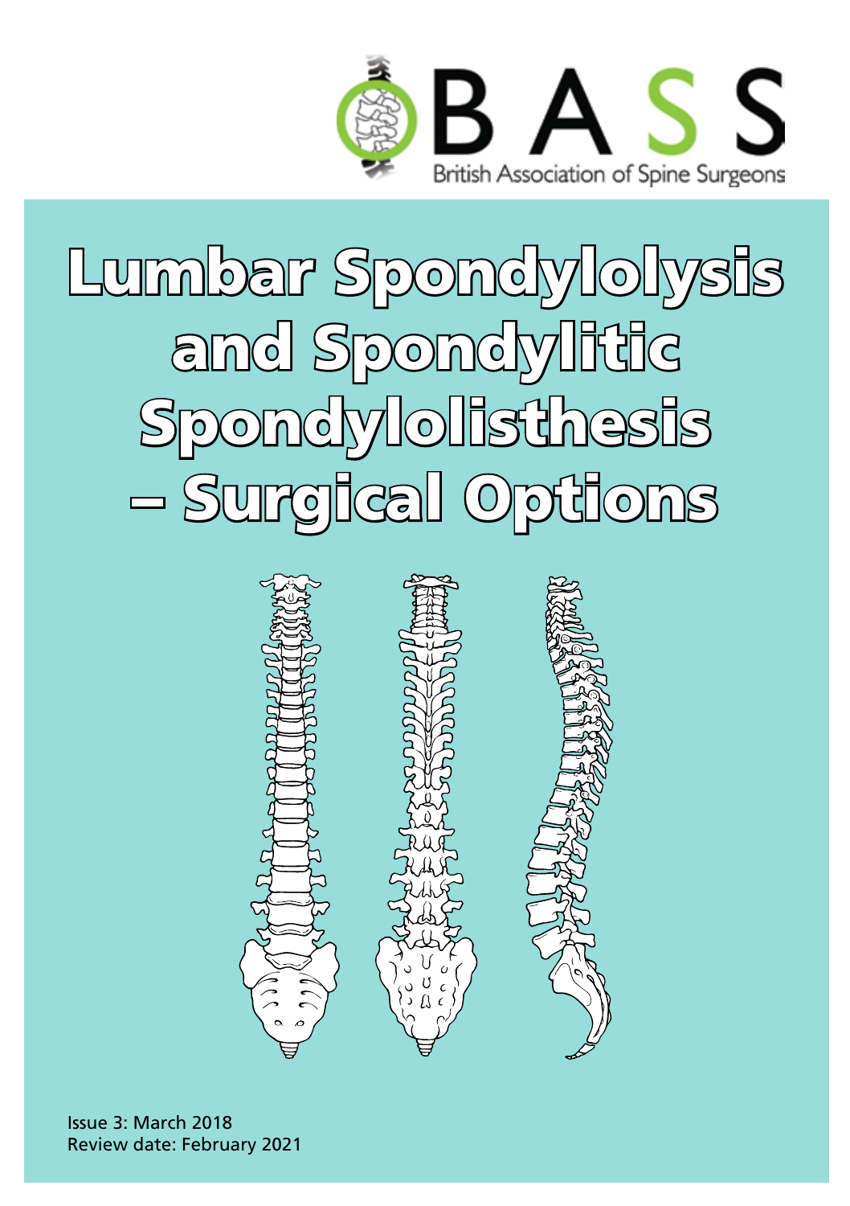BASS

British Association of Spine Surgeons

# Lumbar Spondylolysis and Spondylitic Spondylolisthesis – Surgical Options

Issue 3: March 2018
Review date: February 2021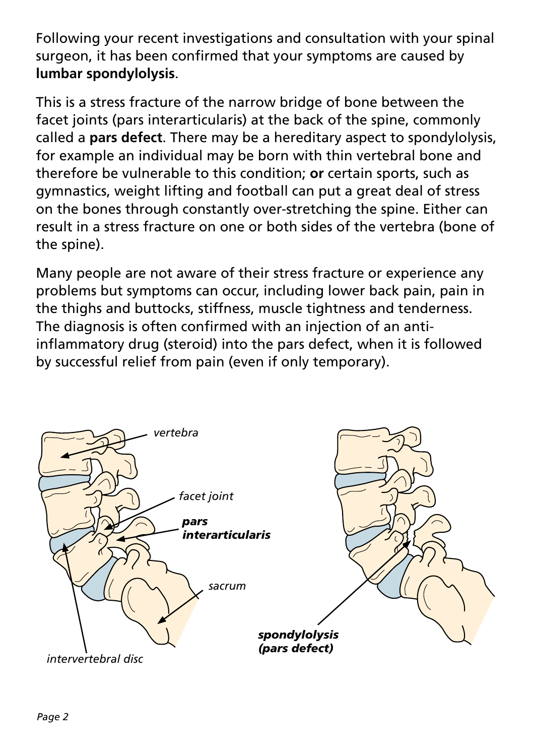Following your recent investigations and consultation with your spinal surgeon, it has been confirmed that your symptoms are caused by **lumbar spondylolysis**.

This is a stress fracture of the narrow bridge of bone between the facet joints (pars interarticularis) at the back of the spine, commonly called a **pars defect**. There may be a hereditary aspect to spondylolysis, for example an individual may be born with thin vertebral bone and therefore be vulnerable to this condition; **or** certain sports, such as gymnastics, weight lifting and football can put a great deal of stress on the bones through constantly over-stretching the spine. Either can result in a stress fracture on one or both sides of the vertebra (bone of the spine).

Many people are not aware of their stress fracture or experience any problems but symptoms can occur, including lower back pain, pain in the thighs and buttocks, stiffness, muscle tightness and tenderness. The diagnosis is often confirmed with an injection of an anti-inflammatory drug (steroid) into the pars defect, when it is followed by successful relief from pain (even if only temporary).

*vertebra*

*facet joint*

***pars interarticularis***

*sacrum*

*intervertebral disc*

***spondylolysis (pars defect)***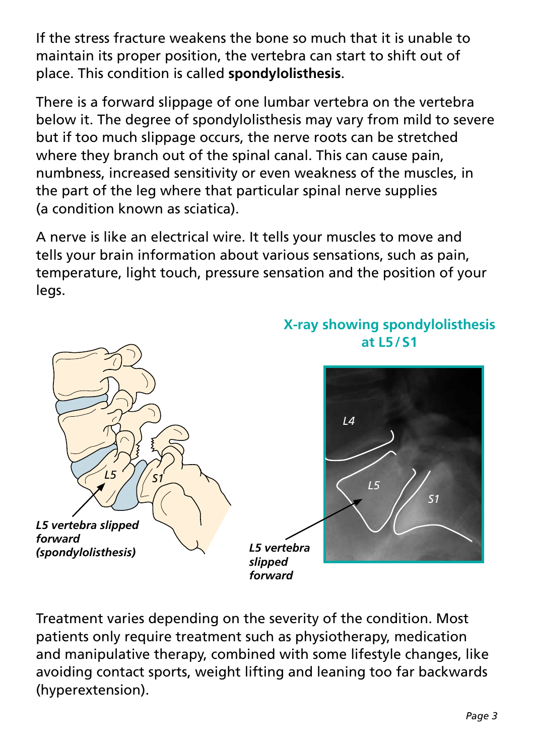If the stress fracture weakens the bone so much that it is unable to maintain its proper position, the vertebra can start to shift out of place. This condition is called **spondylolisthesis**.

There is a forward slippage of one lumbar vertebra on the vertebra below it. The degree of spondylolisthesis may vary from mild to severe but if too much slippage occurs, the nerve roots can be stretched where they branch out of the spinal canal. This can cause pain, numbness, increased sensitivity or even weakness of the muscles, in the part of the leg where that particular spinal nerve supplies (a condition known as sciatica).

A nerve is like an electrical wire. It tells your muscles to move and tells your brain information about various sensations, such as pain, temperature, light touch, pressure sensation and the position of your legs.

***L5 vertebra slipped forward (spondylolisthesis)***

**X-ray showing spondylolisthesis at L5 / S1**

***L5 vertebra slipped forward***

Treatment varies depending on the severity of the condition. Most patients only require treatment such as physiotherapy, medication and manipulative therapy, combined with some lifestyle changes, like avoiding contact sports, weight lifting and leaning too far backwards (hyperextension).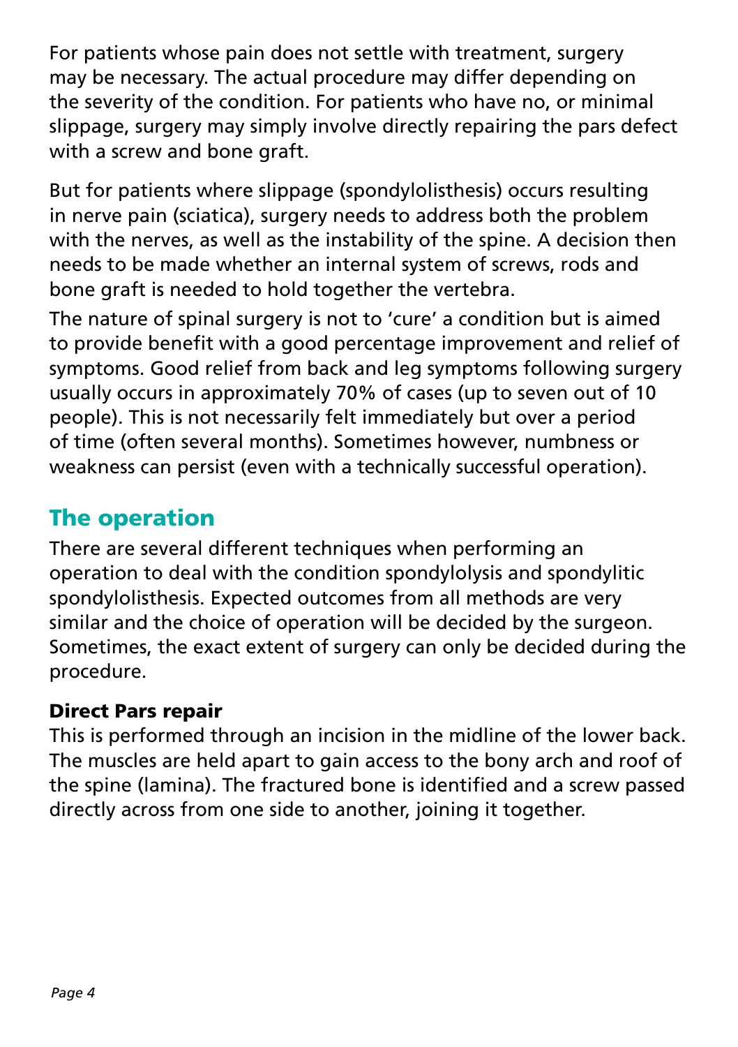For patients whose pain does not settle with treatment, surgery may be necessary. The actual procedure may differ depending on the severity of the condition. For patients who have no, or minimal slippage, surgery may simply involve directly repairing the pars defect with a screw and bone graft.

But for patients where slippage (spondylolisthesis) occurs resulting in nerve pain (sciatica), surgery needs to address both the problem with the nerves, as well as the instability of the spine. A decision then needs to be made whether an internal system of screws, rods and bone graft is needed to hold together the vertebra.

The nature of spinal surgery is not to 'cure' a condition but is aimed to provide benefit with a good percentage improvement and relief of symptoms. Good relief from back and leg symptoms following surgery usually occurs in approximately 70% of cases (up to seven out of 10 people). This is not necessarily felt immediately but over a period of time (often several months). Sometimes however, numbness or weakness can persist (even with a technically successful operation).

## The operation

There are several different techniques when performing an operation to deal with the condition spondylolysis and spondylitic spondylolisthesis. Expected outcomes from all methods are very similar and the choice of operation will be decided by the surgeon. Sometimes, the exact extent of surgery can only be decided during the procedure.

### Direct Pars repair

This is performed through an incision in the midline of the lower back. The muscles are held apart to gain access to the bony arch and roof of the spine (lamina). The fractured bone is identified and a screw passed directly across from one side to another, joining it together.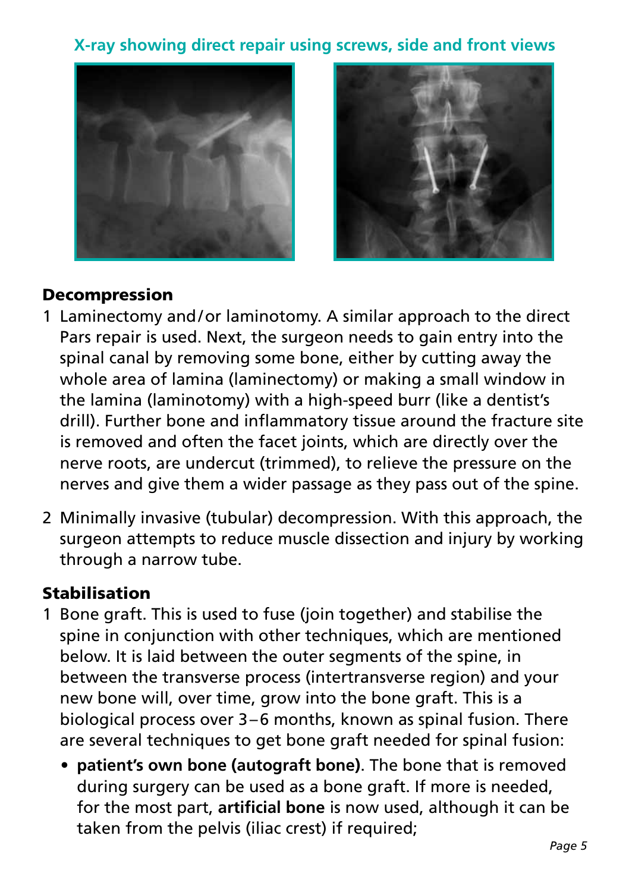**X-ray showing direct repair using screws, side and front views**

## Decompression

1. Laminectomy and/or laminotomy. A similar approach to the direct Pars repair is used. Next, the surgeon needs to gain entry into the spinal canal by removing some bone, either by cutting away the whole area of lamina (laminectomy) or making a small window in the lamina (laminotomy) with a high-speed burr (like a dentist's drill). Further bone and inflammatory tissue around the fracture site is removed and often the facet joints, which are directly over the nerve roots, are undercut (trimmed), to relieve the pressure on the nerves and give them a wider passage as they pass out of the spine.

2. Minimally invasive (tubular) decompression. With this approach, the surgeon attempts to reduce muscle dissection and injury by working through a narrow tube.

## Stabilisation

1. Bone graft. This is used to fuse (join together) and stabilise the spine in conjunction with other techniques, which are mentioned below. It is laid between the outer segments of the spine, in between the transverse process (intertransverse region) and your new bone will, over time, grow into the bone graft. This is a biological process over 3–6 months, known as spinal fusion. There are several techniques to get bone graft needed for spinal fusion:

   - **patient's own bone (autograft bone)**. The bone that is removed during surgery can be used as a bone graft. If more is needed, for the most part, **artificial bone** is now used, although it can be taken from the pelvis (iliac crest) if required;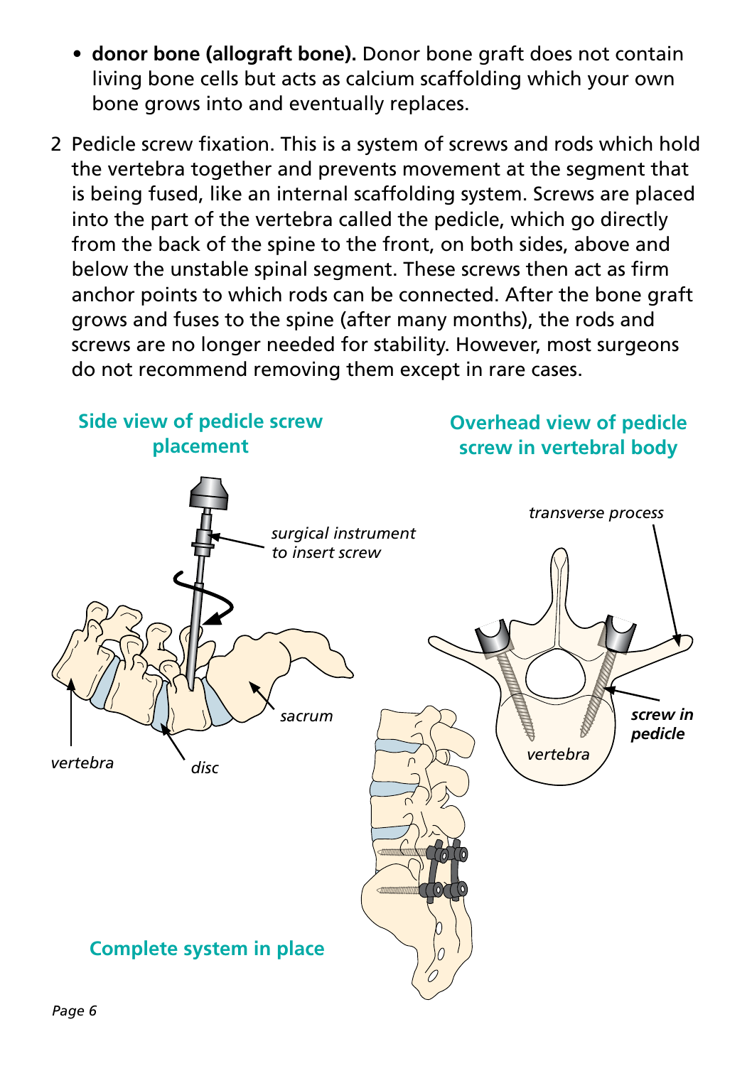- **donor bone (allograft bone).** Donor bone graft does not contain living bone cells but acts as calcium scaffolding which your own bone grows into and eventually replaces.

2 Pedicle screw fixation. This is a system of screws and rods which hold the vertebra together and prevents movement at the segment that is being fused, like an internal scaffolding system. Screws are placed into the part of the vertebra called the pedicle, which go directly from the back of the spine to the front, on both sides, above and below the unstable spinal segment. These screws then act as firm anchor points to which rods can be connected. After the bone graft grows and fuses to the spine (after many months), the rods and screws are no longer needed for stability. However, most surgeons do not recommend removing them except in rare cases.

**Side view of pedicle screw placement**

*surgical instrument to insert screw*

*vertebra*

*disc*

*sacrum*

**Overhead view of pedicle screw in vertebral body**

*transverse process*

***screw in pedicle***

*vertebra*

**Complete system in place**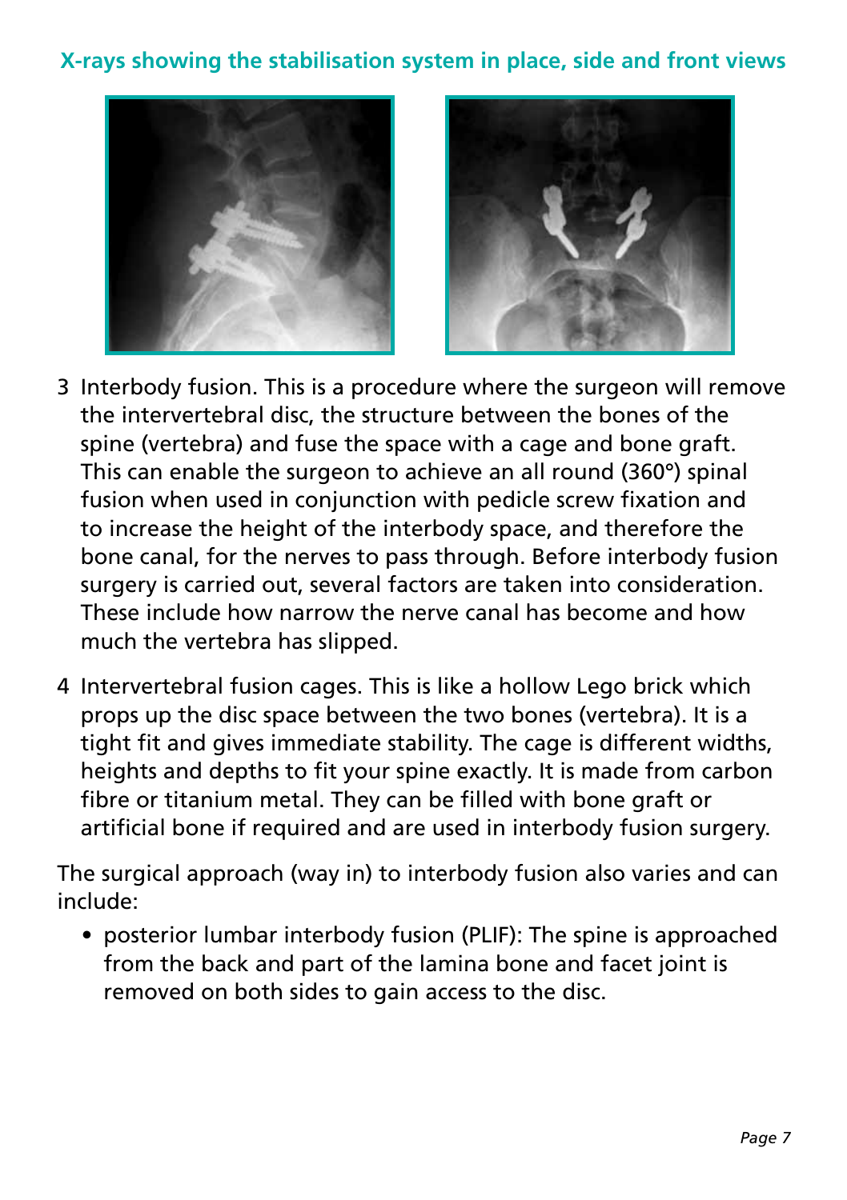## X-rays showing the stabilisation system in place, side and front views

3 Interbody fusion. This is a procedure where the surgeon will remove the intervertebral disc, the structure between the bones of the spine (vertebra) and fuse the space with a cage and bone graft. This can enable the surgeon to achieve an all round (360°) spinal fusion when used in conjunction with pedicle screw fixation and to increase the height of the interbody space, and therefore the bone canal, for the nerves to pass through. Before interbody fusion surgery is carried out, several factors are taken into consideration. These include how narrow the nerve canal has become and how much the vertebra has slipped.

4 Intervertebral fusion cages. This is like a hollow Lego brick which props up the disc space between the two bones (vertebra). It is a tight fit and gives immediate stability. The cage is different widths, heights and depths to fit your spine exactly. It is made from carbon fibre or titanium metal. They can be filled with bone graft or artificial bone if required and are used in interbody fusion surgery.

The surgical approach (way in) to interbody fusion also varies and can include:

- posterior lumbar interbody fusion (PLIF): The spine is approached from the back and part of the lamina bone and facet joint is removed on both sides to gain access to the disc.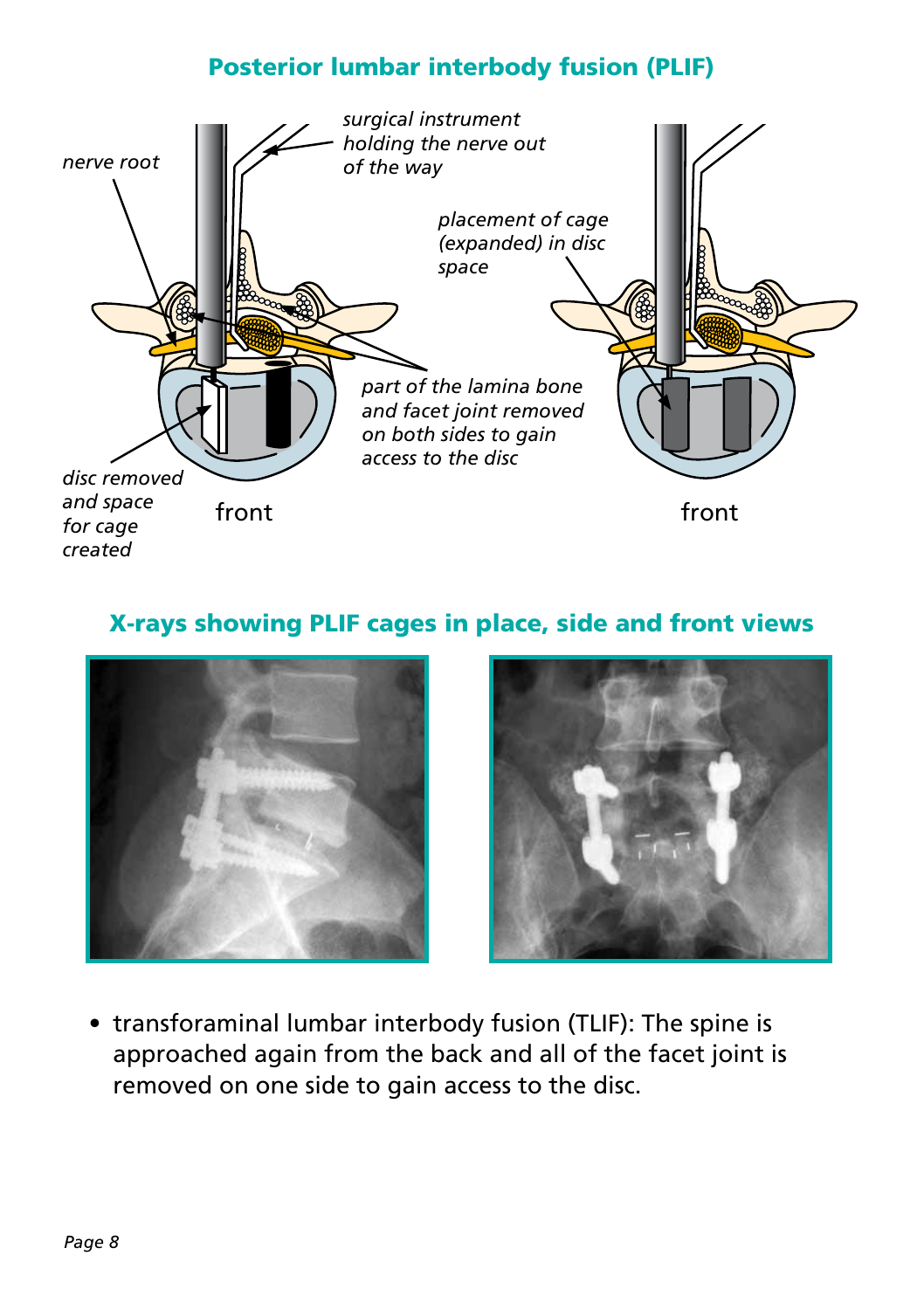## Posterior lumbar interbody fusion (PLIF)

## X-rays showing PLIF cages in place, side and front views

- transforaminal lumbar interbody fusion (TLIF): The spine is approached again from the back and all of the facet joint is removed on one side to gain access to the disc.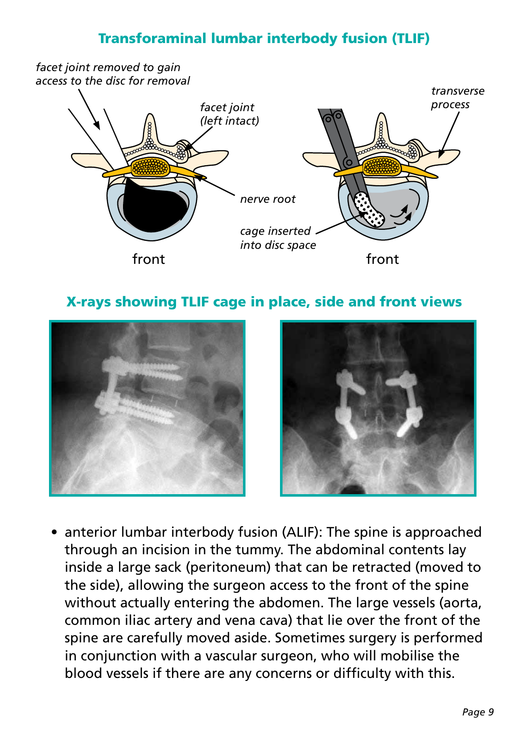## Transformaminal lumbar interbody fusion (TLIF)

*facet joint removed to gain access to the disc for removal*

*facet joint (left intact)*

*nerve root*

*cage inserted into disc space*

*transverse process*

front

front

## X-rays showing TLIF cage in place, side and front views

- anterior lumbar interbody fusion (ALIF): The spine is approached through an incision in the tummy. The abdominal contents lay inside a large sack (peritoneum) that can be retracted (moved to the side), allowing the surgeon access to the front of the spine without actually entering the abdomen. The large vessels (aorta, common iliac artery and vena cava) that lie over the front of the spine are carefully moved aside. Sometimes surgery is performed in conjunction with a vascular surgeon, who will mobilise the blood vessels if there are any concerns or difficulty with this.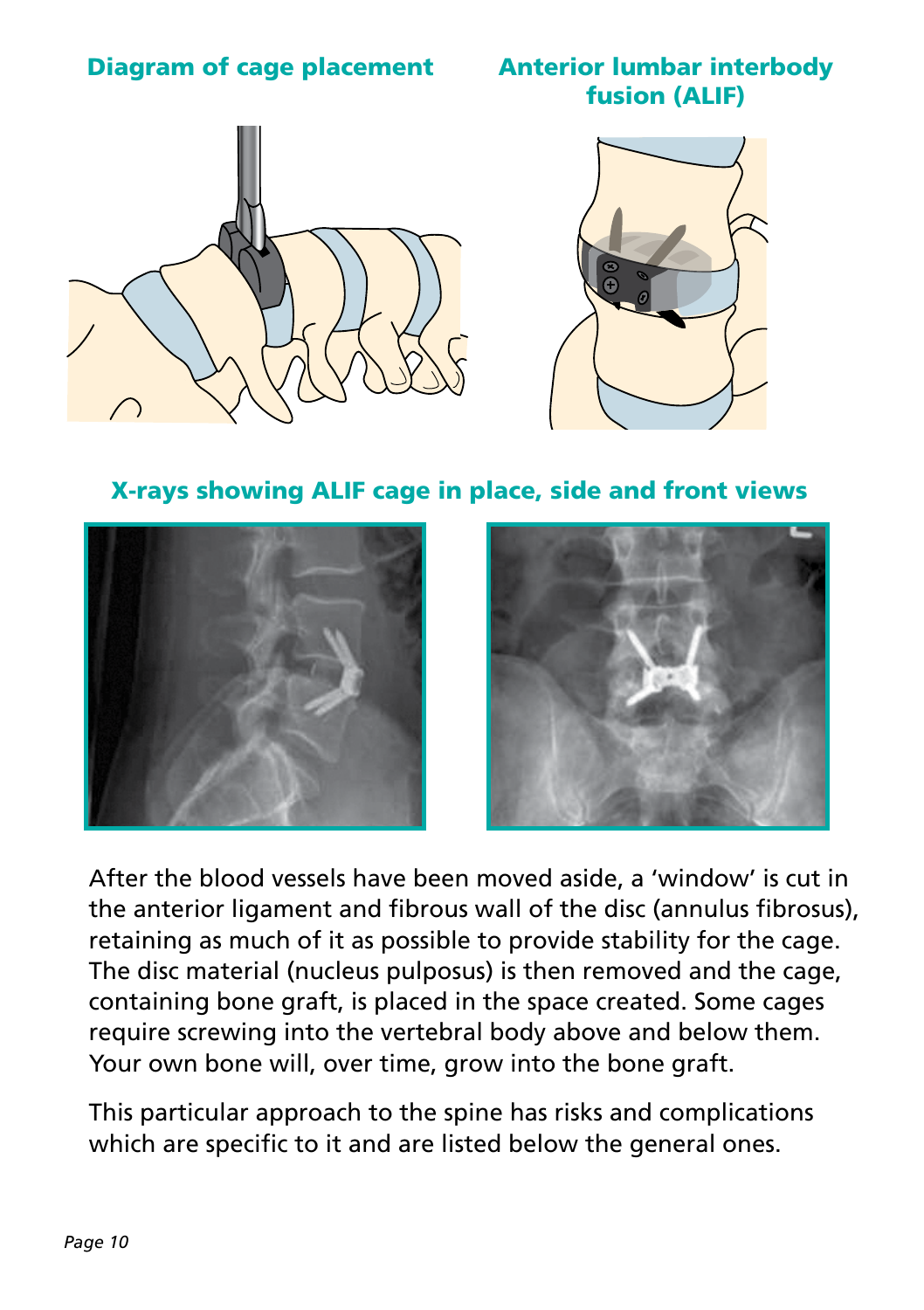**Diagram of cage placement**

**Anterior lumbar interbody fusion (ALIF)**

**X-rays showing ALIF cage in place, side and front views**

After the blood vessels have been moved aside, a 'window' is cut in the anterior ligament and fibrous wall of the disc (annulus fibrosus), retaining as much of it as possible to provide stability for the cage. The disc material (nucleus pulposus) is then removed and the cage, containing bone graft, is placed in the space created. Some cages require screwing into the vertebral body above and below them. Your own bone will, over time, grow into the bone graft.

This particular approach to the spine has risks and complications which are specific to it and are listed below the general ones.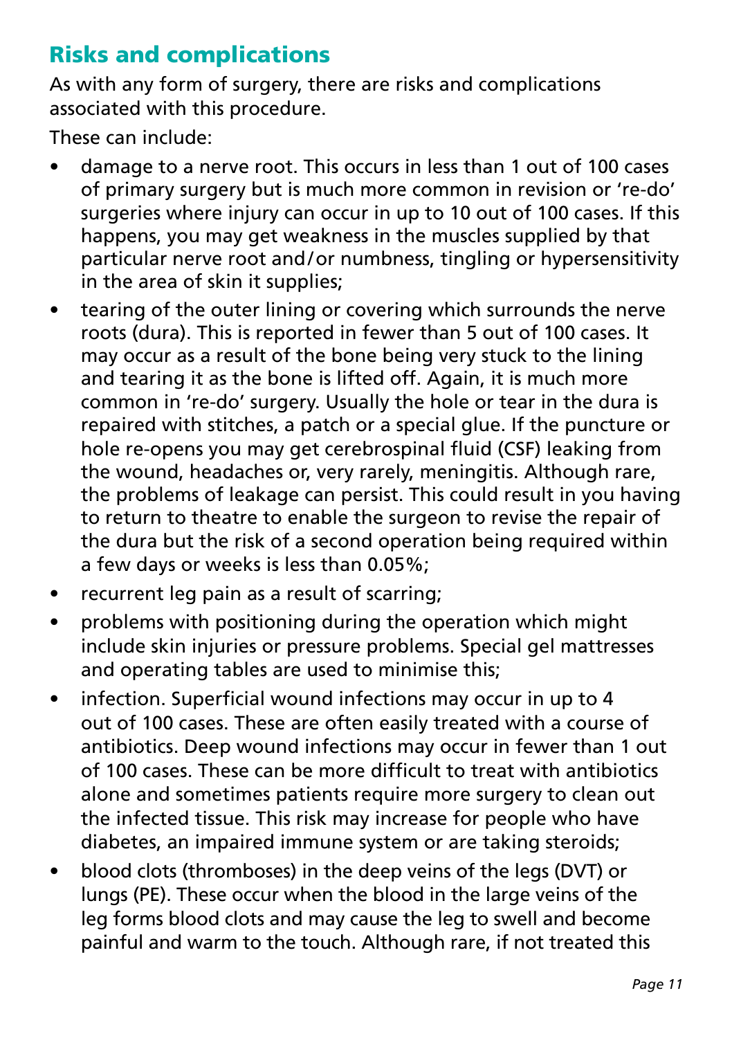## Risks and complications

As with any form of surgery, there are risks and complications associated with this procedure.

These can include:

- damage to a nerve root. This occurs in less than 1 out of 100 cases of primary surgery but is much more common in revision or 're-do' surgeries where injury can occur in up to 10 out of 100 cases. If this happens, you may get weakness in the muscles supplied by that particular nerve root and/or numbness, tingling or hypersensitivity in the area of skin it supplies;
- tearing of the outer lining or covering which surrounds the nerve roots (dura). This is reported in fewer than 5 out of 100 cases. It may occur as a result of the bone being very stuck to the lining and tearing it as the bone is lifted off. Again, it is much more common in 're-do' surgery. Usually the hole or tear in the dura is repaired with stitches, a patch or a special glue. If the puncture or hole re-opens you may get cerebrospinal fluid (CSF) leaking from the wound, headaches or, very rarely, meningitis. Although rare, the problems of leakage can persist. This could result in you having to return to theatre to enable the surgeon to revise the repair of the dura but the risk of a second operation being required within a few days or weeks is less than 0.05%;
- recurrent leg pain as a result of scarring;
- problems with positioning during the operation which might include skin injuries or pressure problems. Special gel mattresses and operating tables are used to minimise this;
- infection. Superficial wound infections may occur in up to 4 out of 100 cases. These are often easily treated with a course of antibiotics. Deep wound infections may occur in fewer than 1 out of 100 cases. These can be more difficult to treat with antibiotics alone and sometimes patients require more surgery to clean out the infected tissue. This risk may increase for people who have diabetes, an impaired immune system or are taking steroids;
- blood clots (thromboses) in the deep veins of the legs (DVT) or lungs (PE). These occur when the blood in the large veins of the leg forms blood clots and may cause the leg to swell and become painful and warm to the touch. Although rare, if not treated this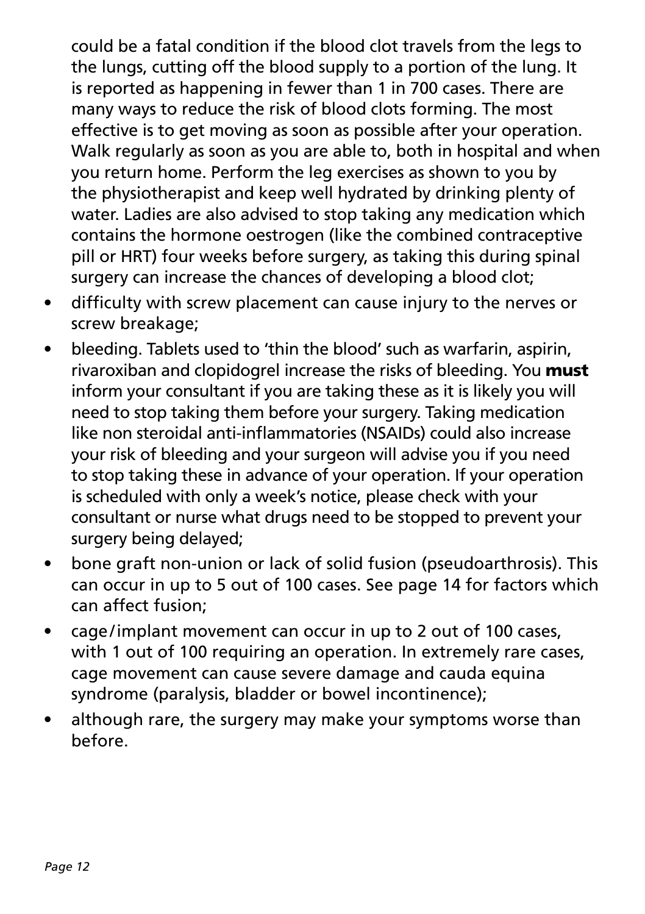could be a fatal condition if the blood clot travels from the legs to the lungs, cutting off the blood supply to a portion of the lung. It is reported as happening in fewer than 1 in 700 cases. There are many ways to reduce the risk of blood clots forming. The most effective is to get moving as soon as possible after your operation. Walk regularly as soon as you are able to, both in hospital and when you return home. Perform the leg exercises as shown to you by the physiotherapist and keep well hydrated by drinking plenty of water. Ladies are also advised to stop taking any medication which contains the hormone oestrogen (like the combined contraceptive pill or HRT) four weeks before surgery, as taking this during spinal surgery can increase the chances of developing a blood clot;

- difficulty with screw placement can cause injury to the nerves or screw breakage;
- bleeding. Tablets used to 'thin the blood' such as warfarin, aspirin, rivaroxiban and clopidogrel increase the risks of bleeding. You **must** inform your consultant if you are taking these as it is likely you will need to stop taking them before your surgery. Taking medication like non steroidal anti-inflammatories (NSAIDs) could also increase your risk of bleeding and your surgeon will advise you if you need to stop taking these in advance of your operation. If your operation is scheduled with only a week's notice, please check with your consultant or nurse what drugs need to be stopped to prevent your surgery being delayed;
- bone graft non-union or lack of solid fusion (pseudoarthrosis). This can occur in up to 5 out of 100 cases. See page 14 for factors which can affect fusion;
- cage/implant movement can occur in up to 2 out of 100 cases, with 1 out of 100 requiring an operation. In extremely rare cases, cage movement can cause severe damage and cauda equina syndrome (paralysis, bladder or bowel incontinence);
- although rare, the surgery may make your symptoms worse than before.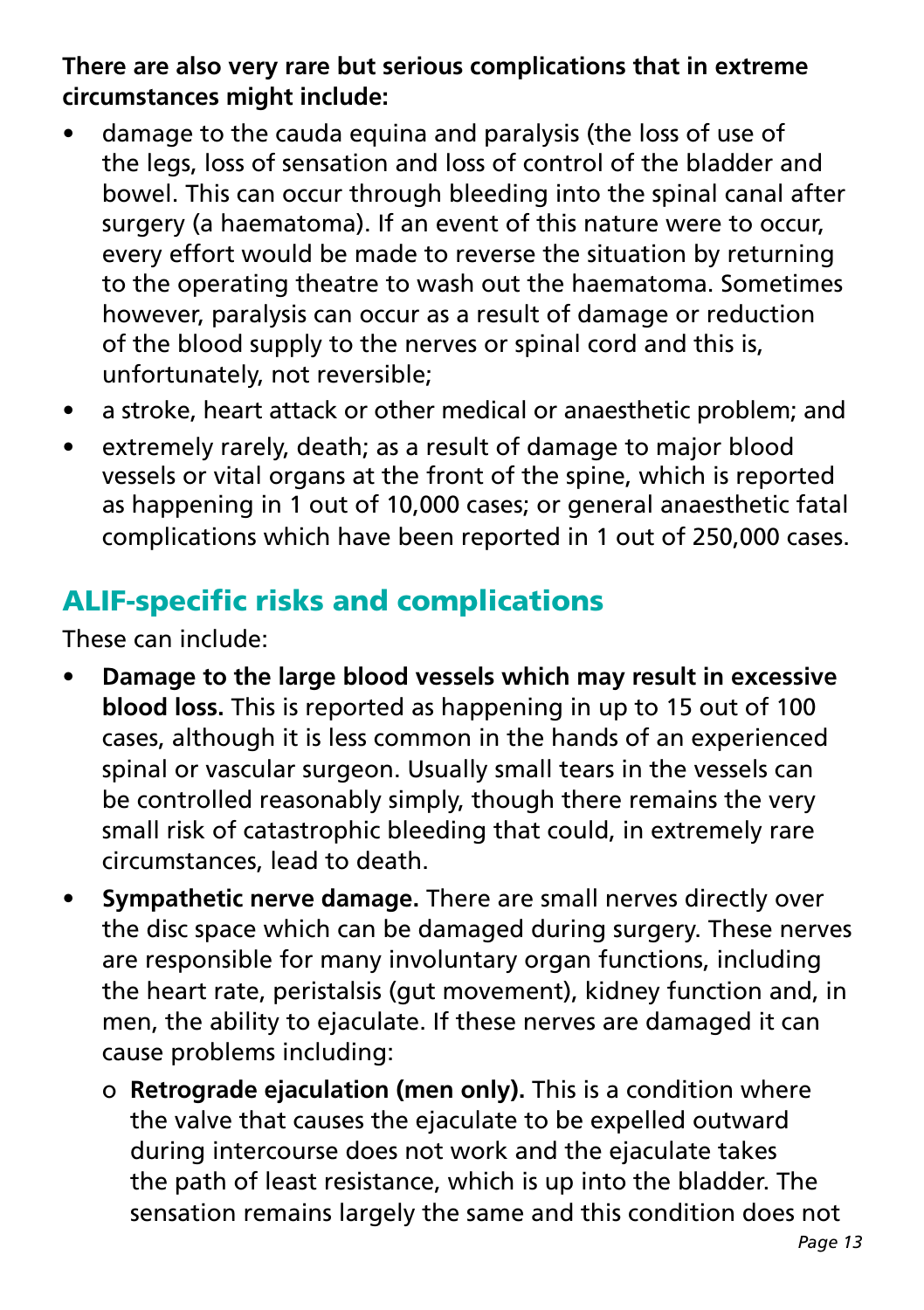**There are also very rare but serious complications that in extreme circumstances might include:**

- damage to the cauda equina and paralysis (the loss of use of the legs, loss of sensation and loss of control of the bladder and bowel. This can occur through bleeding into the spinal canal after surgery (a haematoma). If an event of this nature were to occur, every effort would be made to reverse the situation by returning to the operating theatre to wash out the haematoma. Sometimes however, paralysis can occur as a result of damage or reduction of the blood supply to the nerves or spinal cord and this is, unfortunately, not reversible;
- a stroke, heart attack or other medical or anaesthetic problem; and
- extremely rarely, death; as a result of damage to major blood vessels or vital organs at the front of the spine, which is reported as happening in 1 out of 10,000 cases; or general anaesthetic fatal complications which have been reported in 1 out of 250,000 cases.

## ALIF-specific risks and complications

These can include:

- **Damage to the large blood vessels which may result in excessive blood loss.** This is reported as happening in up to 15 out of 100 cases, although it is less common in the hands of an experienced spinal or vascular surgeon. Usually small tears in the vessels can be controlled reasonably simply, though there remains the very small risk of catastrophic bleeding that could, in extremely rare circumstances, lead to death.
- **Sympathetic nerve damage.** There are small nerves directly over the disc space which can be damaged during surgery. These nerves are responsible for many involuntary organ functions, including the heart rate, peristalsis (gut movement), kidney function and, in men, the ability to ejaculate. If these nerves are damaged it can cause problems including:
  - **Retrograde ejaculation (men only).** This is a condition where the valve that causes the ejaculate to be expelled outward during intercourse does not work and the ejaculate takes the path of least resistance, which is up into the bladder. The sensation remains largely the same and this condition does not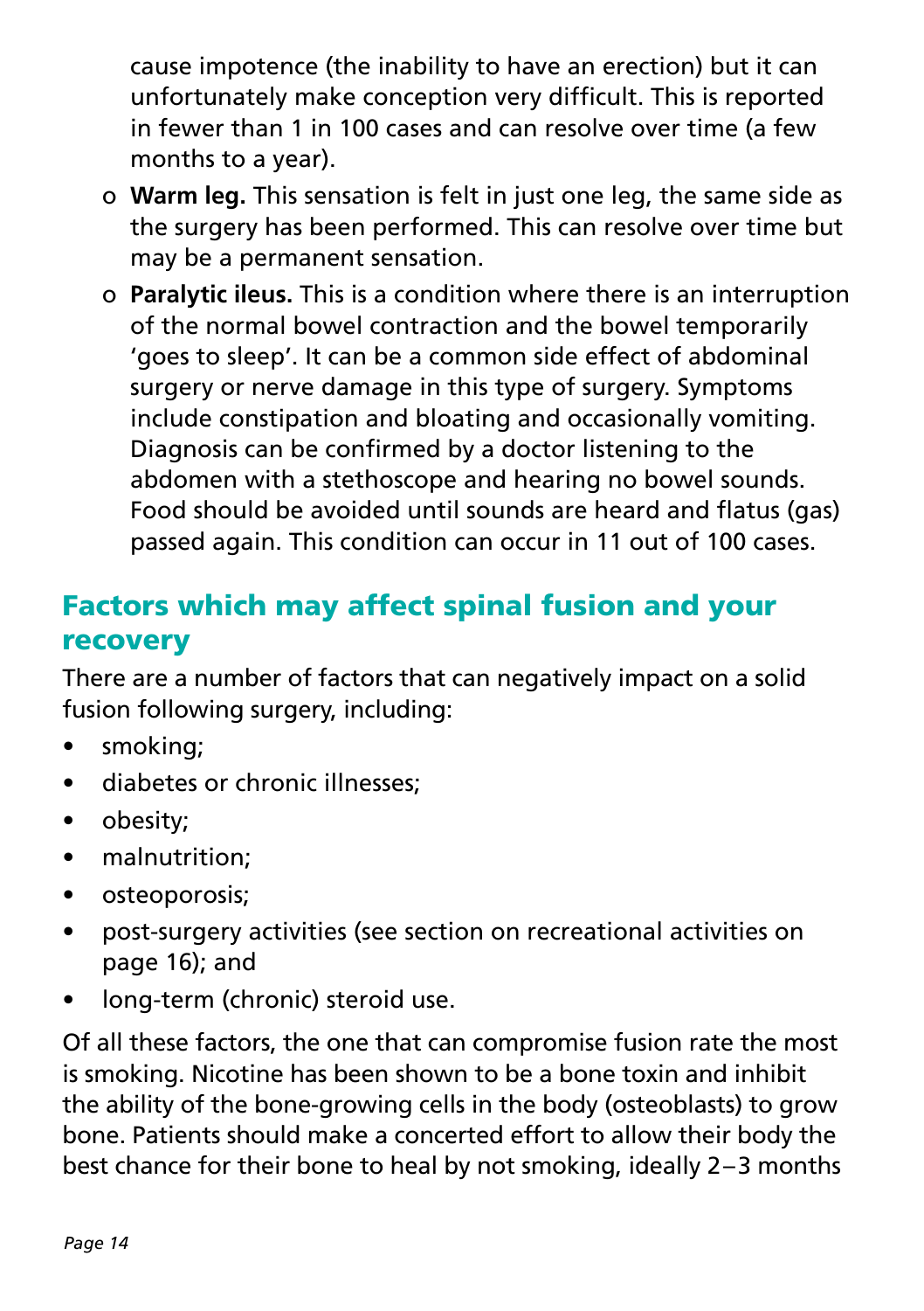cause impotence (the inability to have an erection) but it can unfortunately make conception very difficult. This is reported in fewer than 1 in 100 cases and can resolve over time (a few months to a year).

- **Warm leg.** This sensation is felt in just one leg, the same side as the surgery has been performed. This can resolve over time but may be a permanent sensation.
- **Paralytic ileus.** This is a condition where there is an interruption of the normal bowel contraction and the bowel temporarily 'goes to sleep'. It can be a common side effect of abdominal surgery or nerve damage in this type of surgery. Symptoms include constipation and bloating and occasionally vomiting. Diagnosis can be confirmed by a doctor listening to the abdomen with a stethoscope and hearing no bowel sounds. Food should be avoided until sounds are heard and flatus (gas) passed again. This condition can occur in 11 out of 100 cases.

## Factors which may affect spinal fusion and your recovery

There are a number of factors that can negatively impact on a solid fusion following surgery, including:

- smoking;
- diabetes or chronic illnesses;
- obesity;
- malnutrition;
- osteoporosis;
- post-surgery activities (see section on recreational activities on page 16); and
- long-term (chronic) steroid use.

Of all these factors, the one that can compromise fusion rate the most is smoking. Nicotine has been shown to be a bone toxin and inhibit the ability of the bone-growing cells in the body (osteoblasts) to grow bone. Patients should make a concerted effort to allow their body the best chance for their bone to heal by not smoking, ideally 2–3 months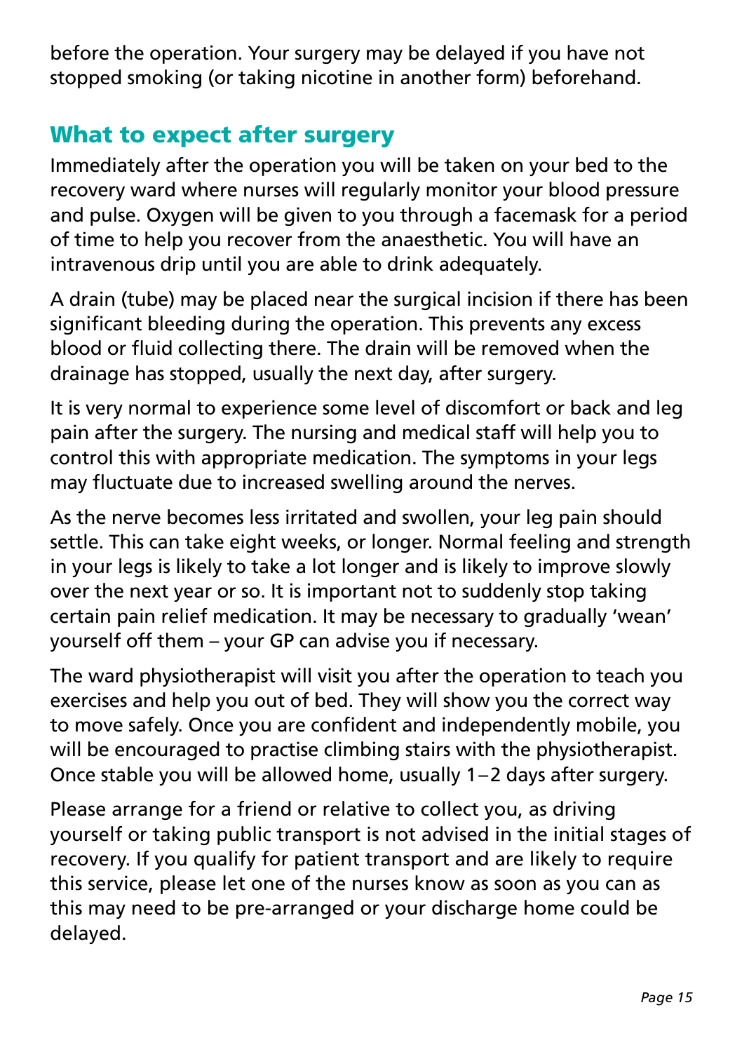before the operation. Your surgery may be delayed if you have not stopped smoking (or taking nicotine in another form) beforehand.

## What to expect after surgery

Immediately after the operation you will be taken on your bed to the recovery ward where nurses will regularly monitor your blood pressure and pulse. Oxygen will be given to you through a facemask for a period of time to help you recover from the anaesthetic. You will have an intravenous drip until you are able to drink adequately.

A drain (tube) may be placed near the surgical incision if there has been significant bleeding during the operation. This prevents any excess blood or fluid collecting there. The drain will be removed when the drainage has stopped, usually the next day, after surgery.

It is very normal to experience some level of discomfort or back and leg pain after the surgery. The nursing and medical staff will help you to control this with appropriate medication. The symptoms in your legs may fluctuate due to increased swelling around the nerves.

As the nerve becomes less irritated and swollen, your leg pain should settle. This can take eight weeks, or longer. Normal feeling and strength in your legs is likely to take a lot longer and is likely to improve slowly over the next year or so. It is important not to suddenly stop taking certain pain relief medication. It may be necessary to gradually 'wean' yourself off them – your GP can advise you if necessary.

The ward physiotherapist will visit you after the operation to teach you exercises and help you out of bed. They will show you the correct way to move safely. Once you are confident and independently mobile, you will be encouraged to practise climbing stairs with the physiotherapist. Once stable you will be allowed home, usually 1–2 days after surgery.

Please arrange for a friend or relative to collect you, as driving yourself or taking public transport is not advised in the initial stages of recovery. If you qualify for patient transport and are likely to require this service, please let one of the nurses know as soon as you can as this may need to be pre-arranged or your discharge home could be delayed.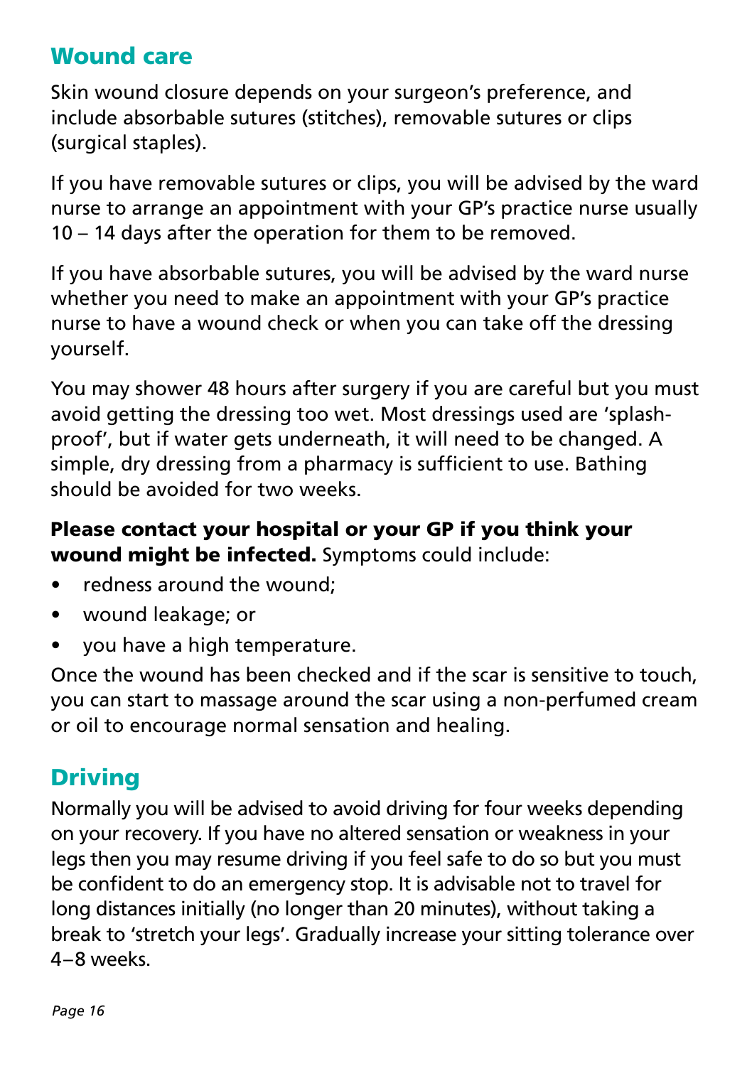## Wound care

Skin wound closure depends on your surgeon's preference, and include absorbable sutures (stitches), removable sutures or clips (surgical staples).

If you have removable sutures or clips, you will be advised by the ward nurse to arrange an appointment with your GP's practice nurse usually 10 – 14 days after the operation for them to be removed.

If you have absorbable sutures, you will be advised by the ward nurse whether you need to make an appointment with your GP's practice nurse to have a wound check or when you can take off the dressing yourself.

You may shower 48 hours after surgery if you are careful but you must avoid getting the dressing too wet. Most dressings used are 'splash-proof', but if water gets underneath, it will need to be changed. A simple, dry dressing from a pharmacy is sufficient to use. Bathing should be avoided for two weeks.

**Please contact your hospital or your GP if you think your wound might be infected.** Symptoms could include:

- redness around the wound;
- wound leakage; or
- you have a high temperature.

Once the wound has been checked and if the scar is sensitive to touch, you can start to massage around the scar using a non-perfumed cream or oil to encourage normal sensation and healing.

## Driving

Normally you will be advised to avoid driving for four weeks depending on your recovery. If you have no altered sensation or weakness in your legs then you may resume driving if you feel safe to do so but you must be confident to do an emergency stop. It is advisable not to travel for long distances initially (no longer than 20 minutes), without taking a break to 'stretch your legs'. Gradually increase your sitting tolerance over 4–8 weeks.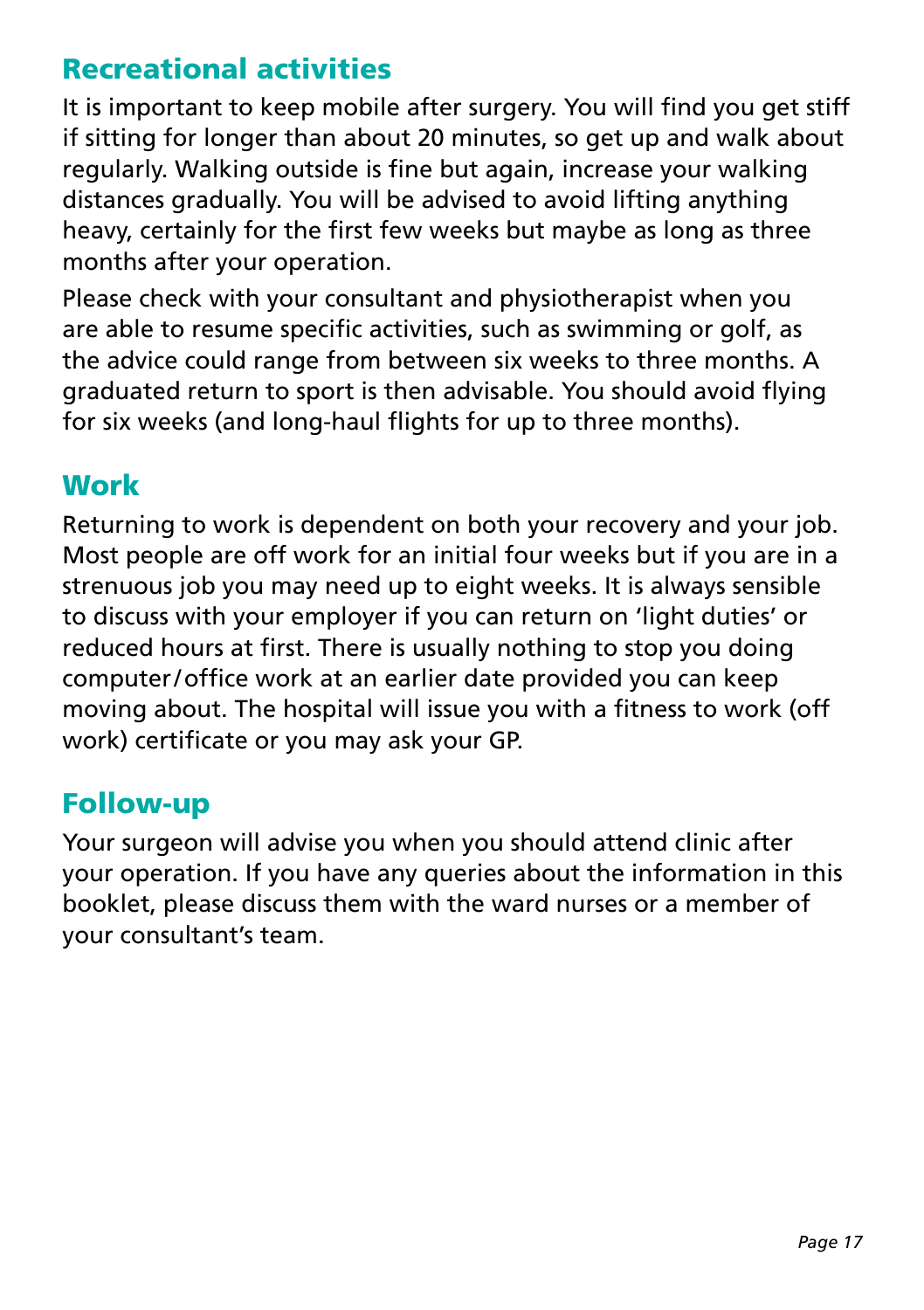## Recreational activities

It is important to keep mobile after surgery. You will find you get stiff if sitting for longer than about 20 minutes, so get up and walk about regularly. Walking outside is fine but again, increase your walking distances gradually. You will be advised to avoid lifting anything heavy, certainly for the first few weeks but maybe as long as three months after your operation.

Please check with your consultant and physiotherapist when you are able to resume specific activities, such as swimming or golf, as the advice could range from between six weeks to three months. A graduated return to sport is then advisable. You should avoid flying for six weeks (and long-haul flights for up to three months).

## Work

Returning to work is dependent on both your recovery and your job. Most people are off work for an initial four weeks but if you are in a strenuous job you may need up to eight weeks. It is always sensible to discuss with your employer if you can return on 'light duties' or reduced hours at first. There is usually nothing to stop you doing computer/office work at an earlier date provided you can keep moving about. The hospital will issue you with a fitness to work (off work) certificate or you may ask your GP.

## Follow-up

Your surgeon will advise you when you should attend clinic after your operation. If you have any queries about the information in this booklet, please discuss them with the ward nurses or a member of your consultant's team.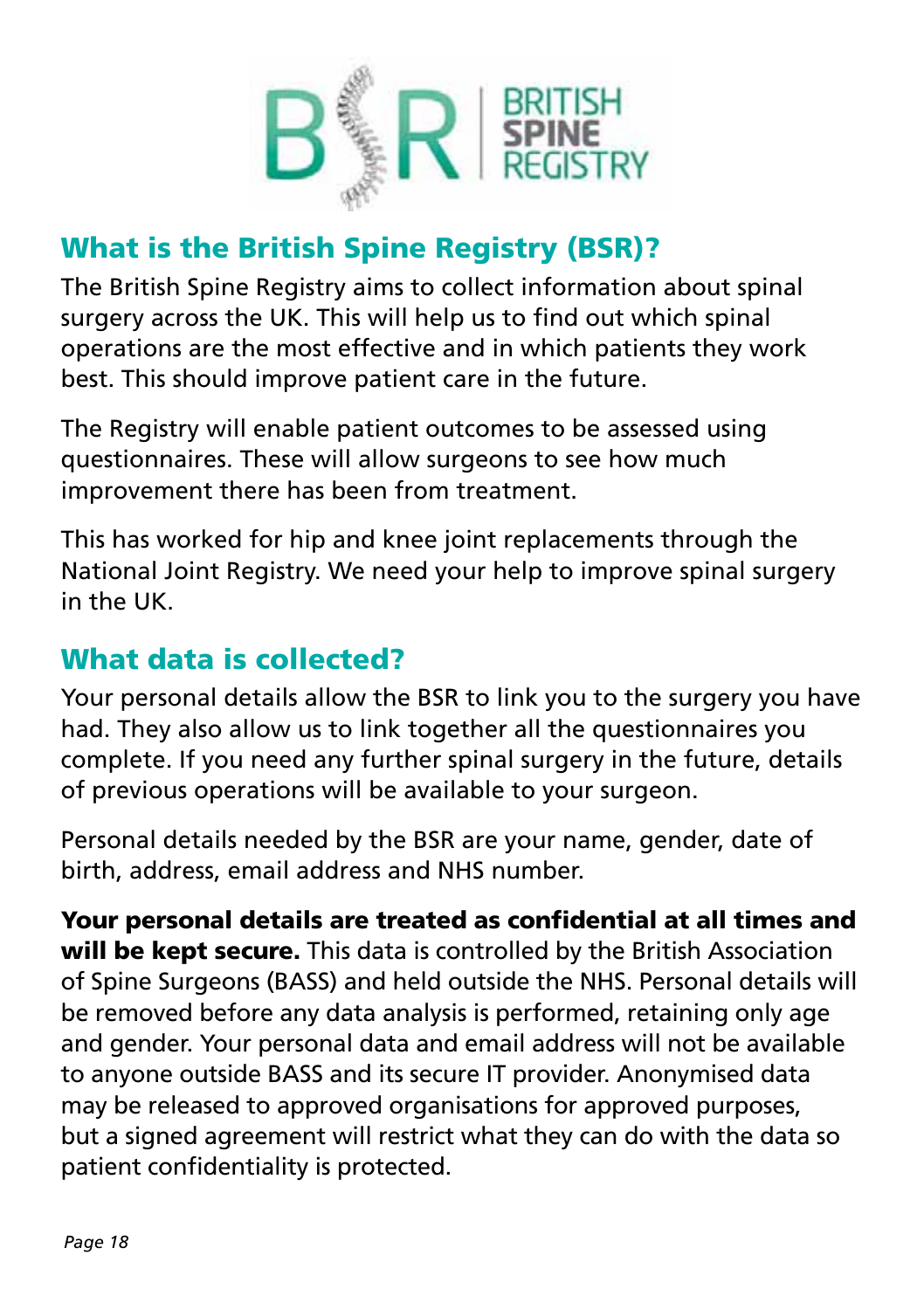## What is the British Spine Registry (BSR)?

The British Spine Registry aims to collect information about spinal surgery across the UK. This will help us to find out which spinal operations are the most effective and in which patients they work best. This should improve patient care in the future.

The Registry will enable patient outcomes to be assessed using questionnaires. These will allow surgeons to see how much improvement there has been from treatment.

This has worked for hip and knee joint replacements through the National Joint Registry. We need your help to improve spinal surgery in the UK.

## What data is collected?

Your personal details allow the BSR to link you to the surgery you have had. They also allow us to link together all the questionnaires you complete. If you need any further spinal surgery in the future, details of previous operations will be available to your surgeon.

Personal details needed by the BSR are your name, gender, date of birth, address, email address and NHS number.

**Your personal details are treated as confidential at all times and will be kept secure.** This data is controlled by the British Association of Spine Surgeons (BASS) and held outside the NHS. Personal details will be removed before any data analysis is performed, retaining only age and gender. Your personal data and email address will not be available to anyone outside BASS and its secure IT provider. Anonymised data may be released to approved organisations for approved purposes, but a signed agreement will restrict what they can do with the data so patient confidentiality is protected.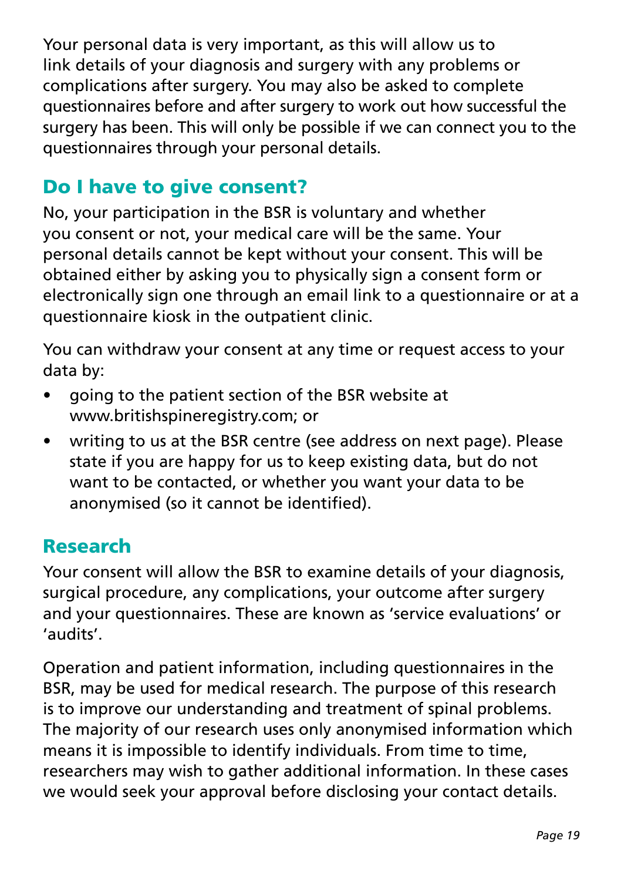Your personal data is very important, as this will allow us to link details of your diagnosis and surgery with any problems or complications after surgery. You may also be asked to complete questionnaires before and after surgery to work out how successful the surgery has been. This will only be possible if we can connect you to the questionnaires through your personal details.

## Do I have to give consent?

No, your participation in the BSR is voluntary and whether you consent or not, your medical care will be the same. Your personal details cannot be kept without your consent. This will be obtained either by asking you to physically sign a consent form or electronically sign one through an email link to a questionnaire or at a questionnaire kiosk in the outpatient clinic.

You can withdraw your consent at any time or request access to your data by:

- going to the patient section of the BSR website at www.britishspineregistry.com; or
- writing to us at the BSR centre (see address on next page). Please state if you are happy for us to keep existing data, but do not want to be contacted, or whether you want your data to be anonymised (so it cannot be identified).

## Research

Your consent will allow the BSR to examine details of your diagnosis, surgical procedure, any complications, your outcome after surgery and your questionnaires. These are known as 'service evaluations' or 'audits'.

Operation and patient information, including questionnaires in the BSR, may be used for medical research. The purpose of this research is to improve our understanding and treatment of spinal problems. The majority of our research uses only anonymised information which means it is impossible to identify individuals. From time to time, researchers may wish to gather additional information. In these cases we would seek your approval before disclosing your contact details.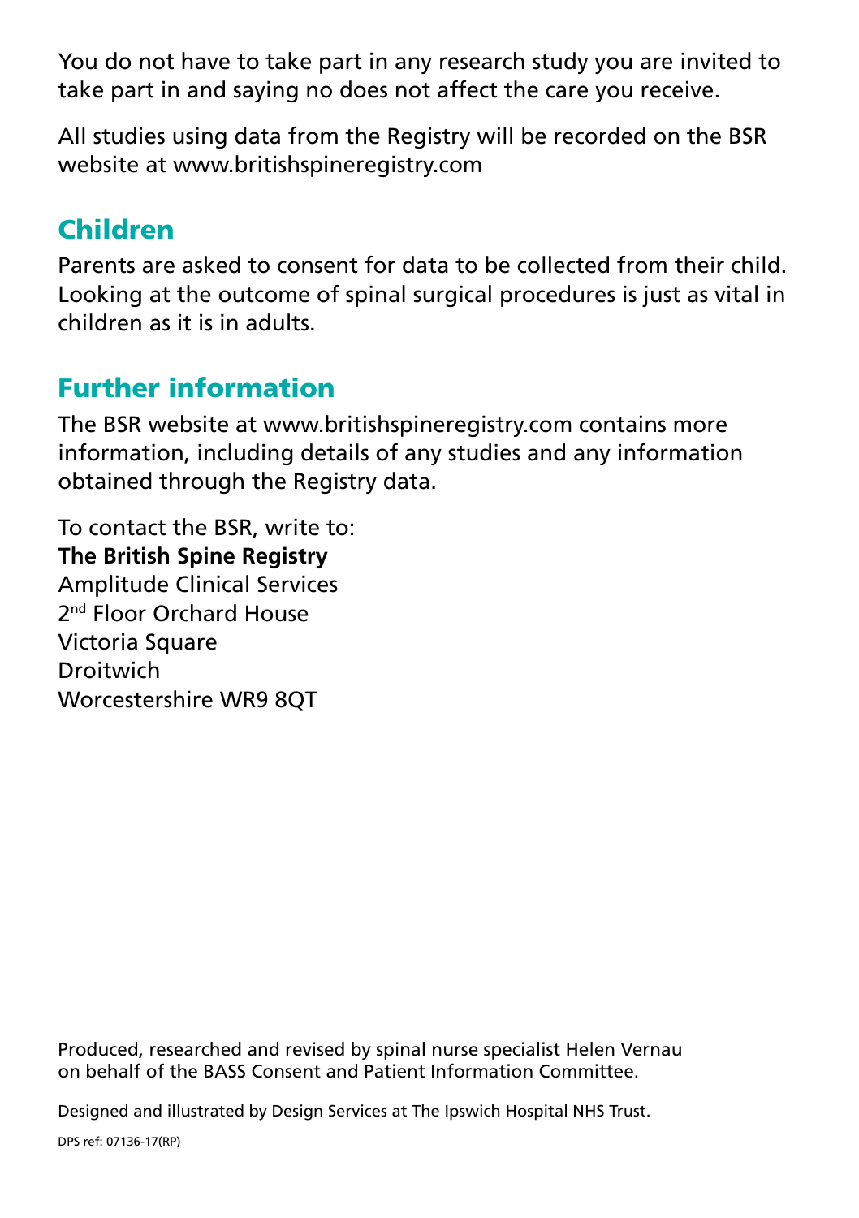You do not have to take part in any research study you are invited to take part in and saying no does not affect the care you receive.

All studies using data from the Registry will be recorded on the BSR website at www.britishspineregistry.com

## Children

Parents are asked to consent for data to be collected from their child. Looking at the outcome of spinal surgical procedures is just as vital in children as it is in adults.

## Further information

The BSR website at www.britishspineregistry.com contains more information, including details of any studies and any information obtained through the Registry data.

To contact the BSR, write to:
**The British Spine Registry**
Amplitude Clinical Services
2nd Floor Orchard House
Victoria Square
Droitwich
Worcestershire WR9 8QT

Produced, researched and revised by spinal nurse specialist Helen Vernau on behalf of the BASS Consent and Patient Information Committee.

Designed and illustrated by Design Services at The Ipswich Hospital NHS Trust.

DPS ref: 07136-17(RP)